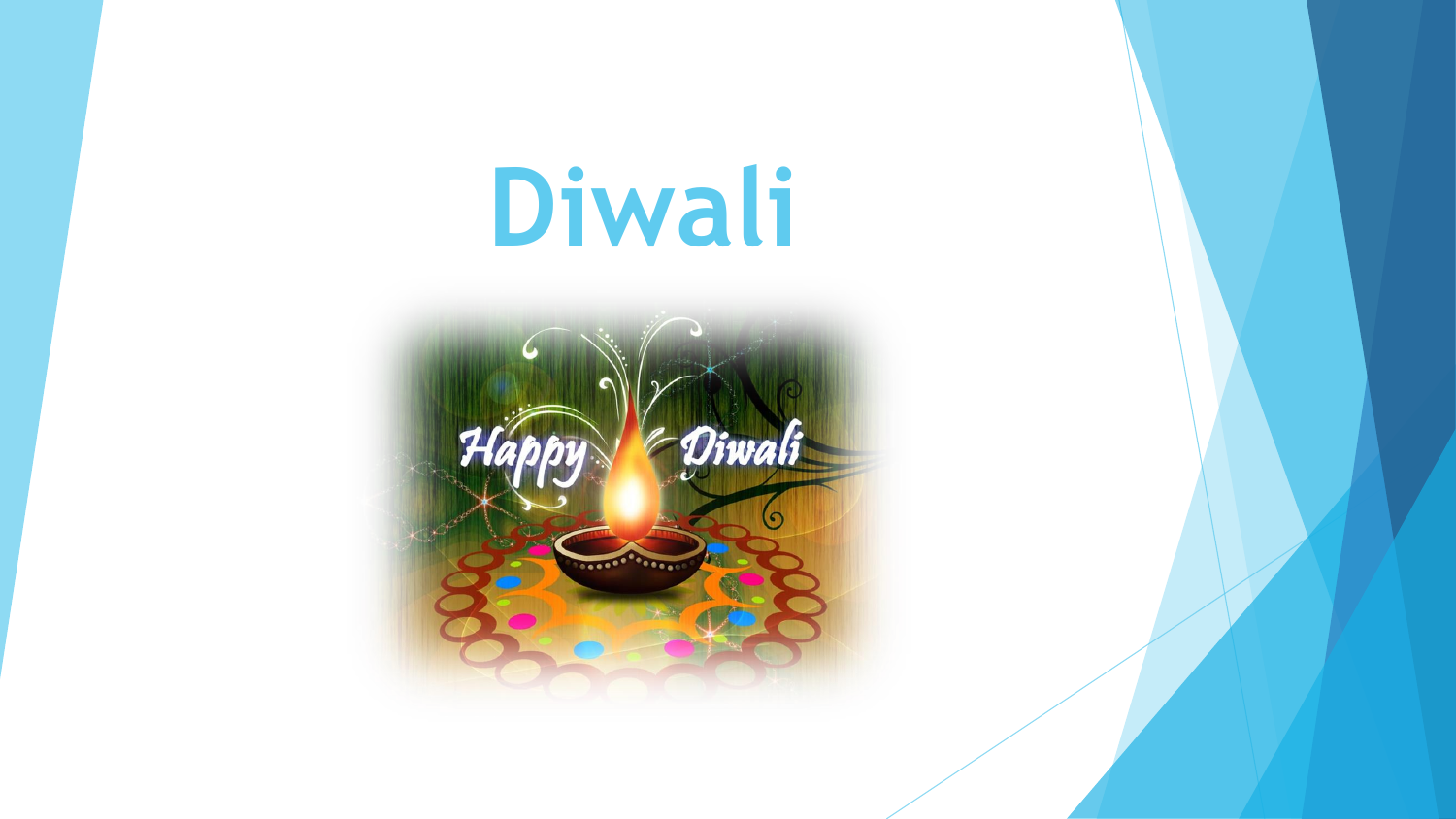# Diwali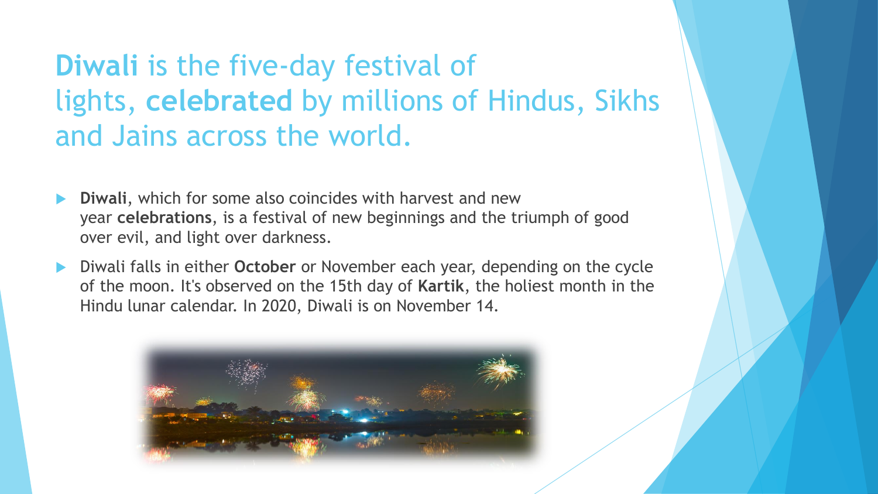# **Diwali** is the five-day festival of lights, **celebrated** by millions of Hindus, Sikhs and Jains across the world.

- **Diwali**, which for some also coincides with harvest and new year **celebrations**, is a festival of new beginnings and the triumph of good over evil, and light over darkness.
- Diwali falls in either **October** or November each year, depending on the cycle of the moon. It's observed on the 15th day of **Kartik**, the holiest month in the Hindu lunar calendar. In 2020, Diwali is on November 14.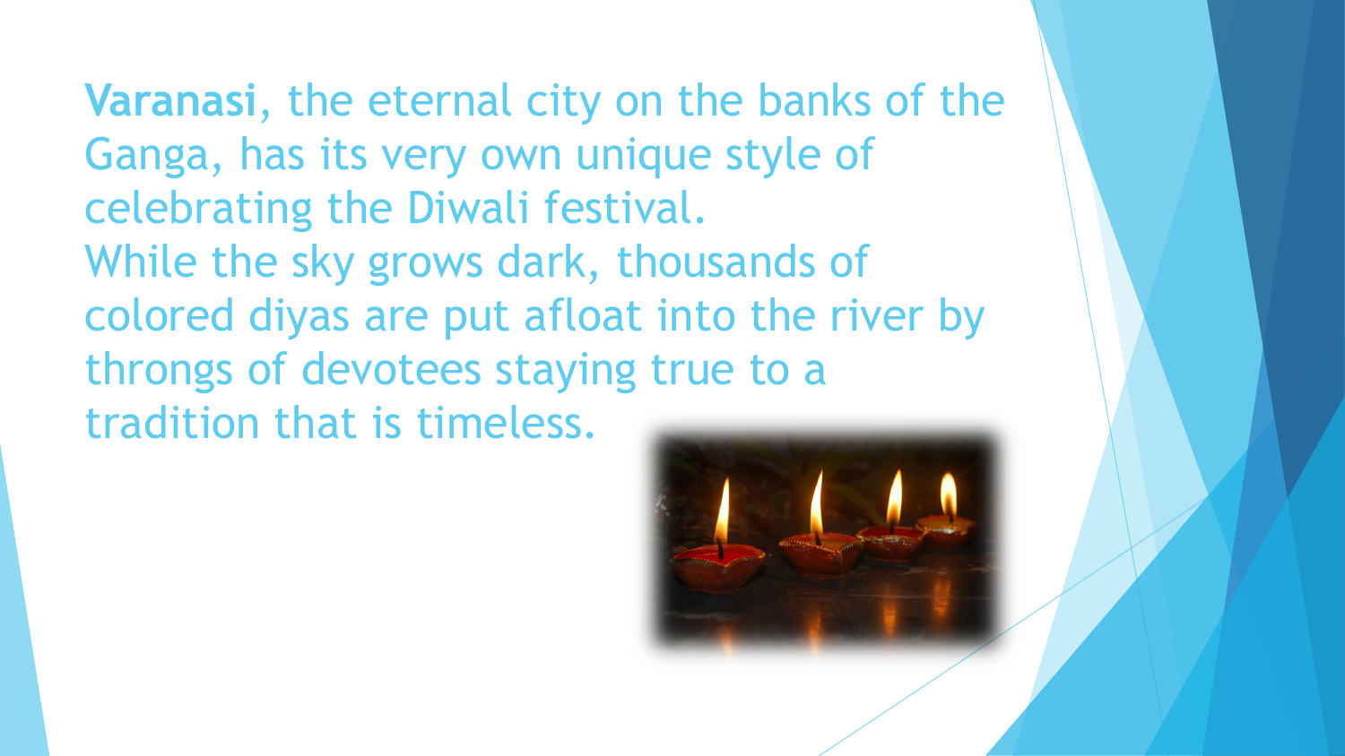**Varanasi**, the eternal city on the banks of the Ganga, has its very own unique style of celebrating the Diwali festival.
While the sky grows dark, thousands of colored diyas are put afloat into the river by throngs of devotees staying true to a tradition that is timeless.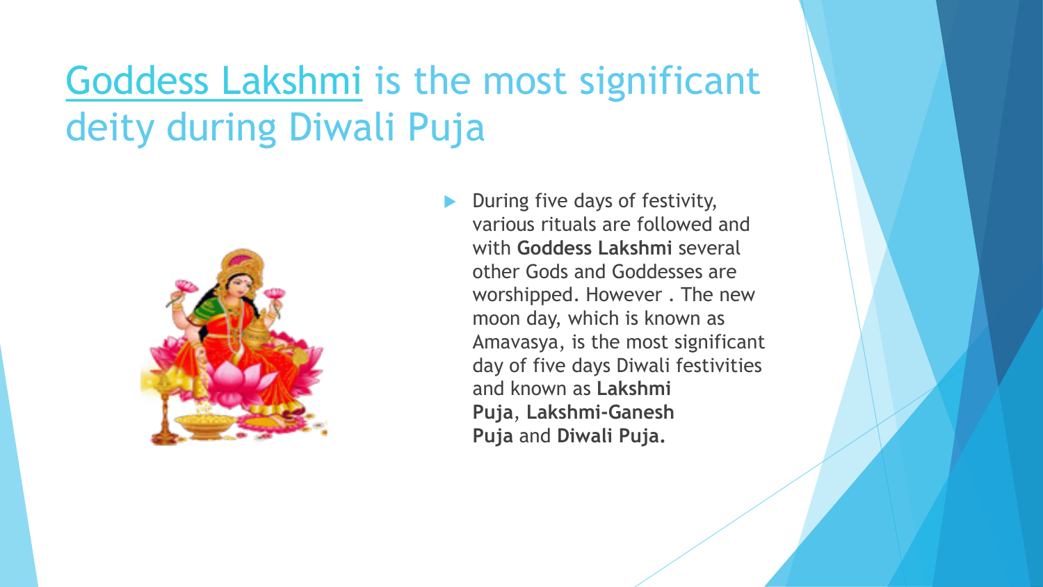# Goddess Lakshmi is the most significant deity during Diwali Puja

- During five days of festivity, various rituals are followed and with **Goddess Lakshmi** several other Gods and Goddesses are worshipped. However . The new moon day, which is known as Amavasya, is the most significant day of five days Diwali festivities and known as **Lakshmi Puja**, **Lakshmi-Ganesh Puja** and **Diwali Puja.**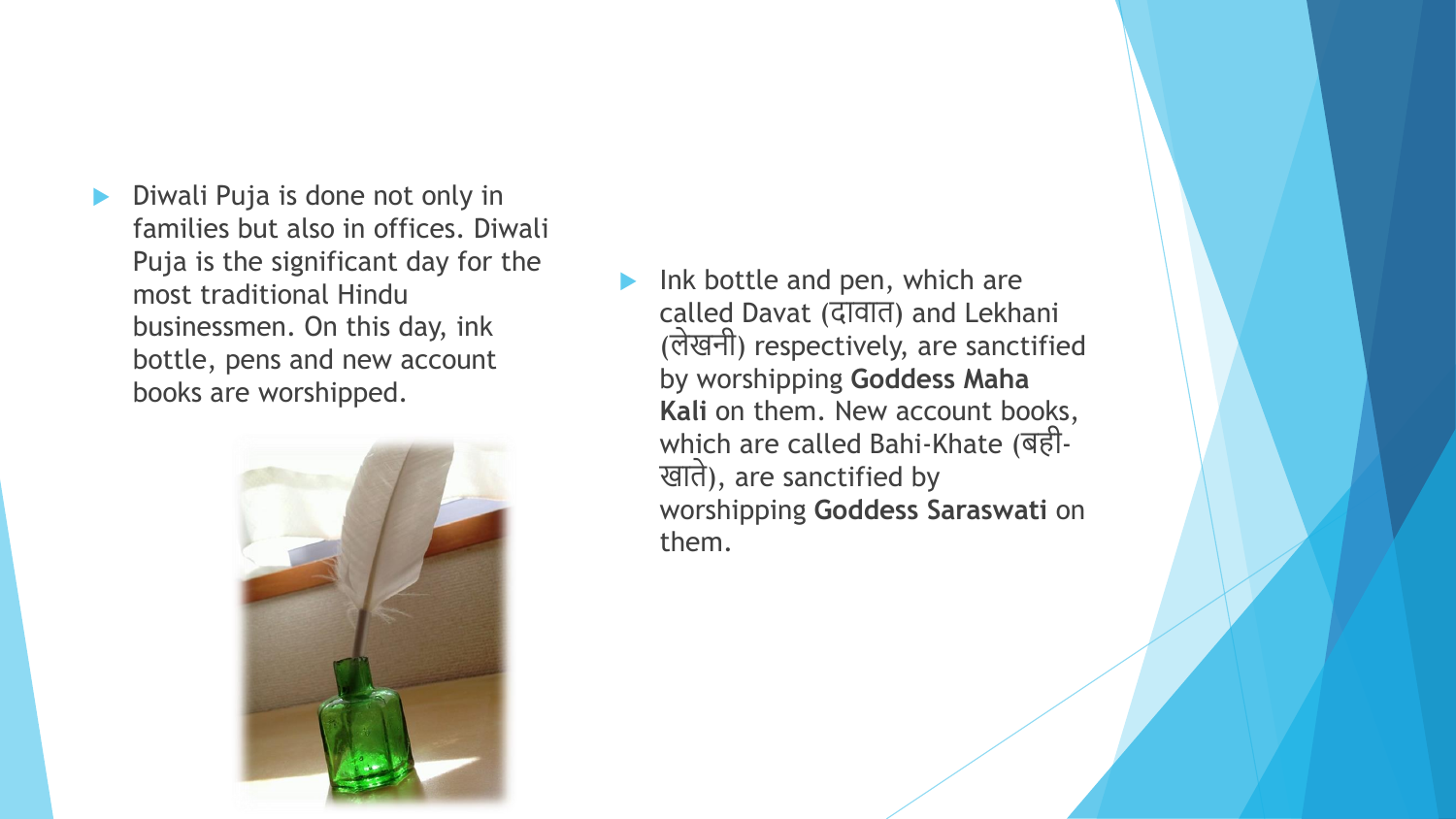- Diwali Puja is done not only in families but also in offices. Diwali Puja is the significant day for the most traditional Hindu businessmen. On this day, ink bottle, pens and new account books are worshipped.

- Ink bottle and pen, which are called Davat (दावात) and Lekhani (लेखनी) respectively, are sanctified by worshipping **Goddess Maha Kali** on them. New account books, which are called Bahi-Khate (बही-खाते), are sanctified by worshipping **Goddess Saraswati** on them.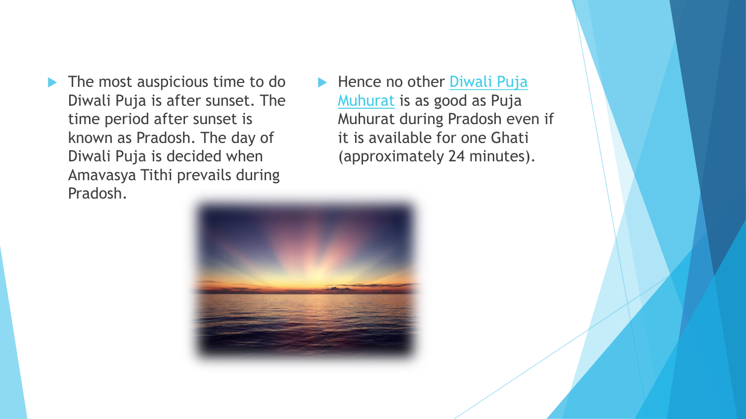- The most auspicious time to do Diwali Puja is after sunset. The time period after sunset is known as Pradosh. The day of Diwali Puja is decided when Amavasya Tithi prevails during Pradosh.
- Hence no other [Diwali Puja Muhurat] is as good as Puja Muhurat during Pradosh even if it is available for one Ghati (approximately 24 minutes).